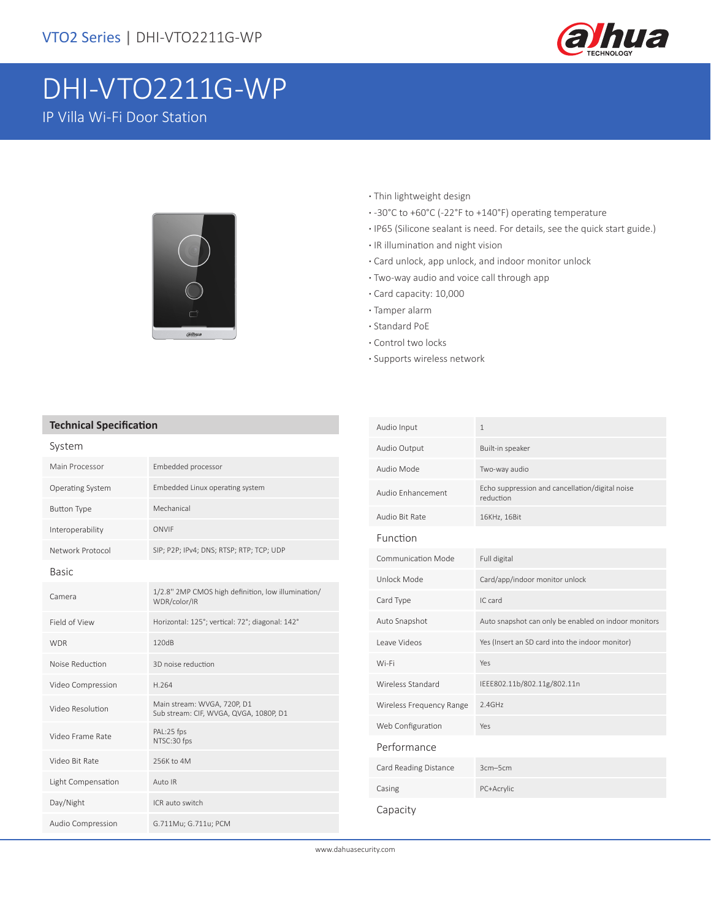# DHI-VTO2211G-WP

IP Villa Wi-Fi Door Station

- Thin lightweight design
- -30°C to +60°C (-22°F to +140°F) operating temperature
- IP65 (Silicone sealant is need. For details, see the quick start guide.)
- IR illumination and night vision
- Card unlock, app unlock, and indoor monitor unlock
- Two-way audio and voice call through app
- Card capacity: 10,000
- Tamper alarm
- Standard PoE
- Control two locks
- Supports wireless network

## Technical Specification

### System

| | |
|---|---|
| Main Processor | Embedded processor |
| Operating System | Embedded Linux operating system |
| Button Type | Mechanical |
| Interoperability | ONVIF |
| Network Protocol | SIP; P2P; IPv4; DNS; RTSP; RTP; TCP; UDP |

### Basic

| | |
|---|---|
| Camera | 1/2.8" 2MP CMOS high definition, low illumination/ WDR/color/IR |
| Field of View | Horizontal: 125°; vertical: 72°; diagonal: 142° |
| WDR | 120dB |
| Noise Reduction | 3D noise reduction |
| Video Compression | H.264 |
| Video Resolution | Main stream: WVGA, 720P, D1<br>Sub stream: CIF, WVGA, QVGA, 1080P, D1 |
| Video Frame Rate | PAL:25 fps<br>NTSC:30 fps |
| Video Bit Rate | 256K to 4M |
| Light Compensation | Auto IR |
| Day/Night | ICR auto switch |
| Audio Compression | G.711Mu; G.711u; PCM |
| Audio Input | 1 |
| Audio Output | Built-in speaker |
| Audio Mode | Two-way audio |
| Audio Enhancement | Echo suppression and cancellation/digital noise reduction |
| Audio Bit Rate | 16KHz, 16Bit |

### Function

| | |
|---|---|
| Communication Mode | Full digital |
| Unlock Mode | Card/app/indoor monitor unlock |
| Card Type | IC card |
| Auto Snapshot | Auto snapshot can only be enabled on indoor monitors |
| Leave Videos | Yes (Insert an SD card into the indoor monitor) |
| Wi-Fi | Yes |
| Wireless Standard | IEEE802.11b/802.11g/802.11n |
| Wireless Frequency Range | 2.4GHz |
| Web Configuration | Yes |

### Performance

| | |
|---|---|
| Card Reading Distance | 3cm–5cm |
| Casing | PC+Acrylic |

### Capacity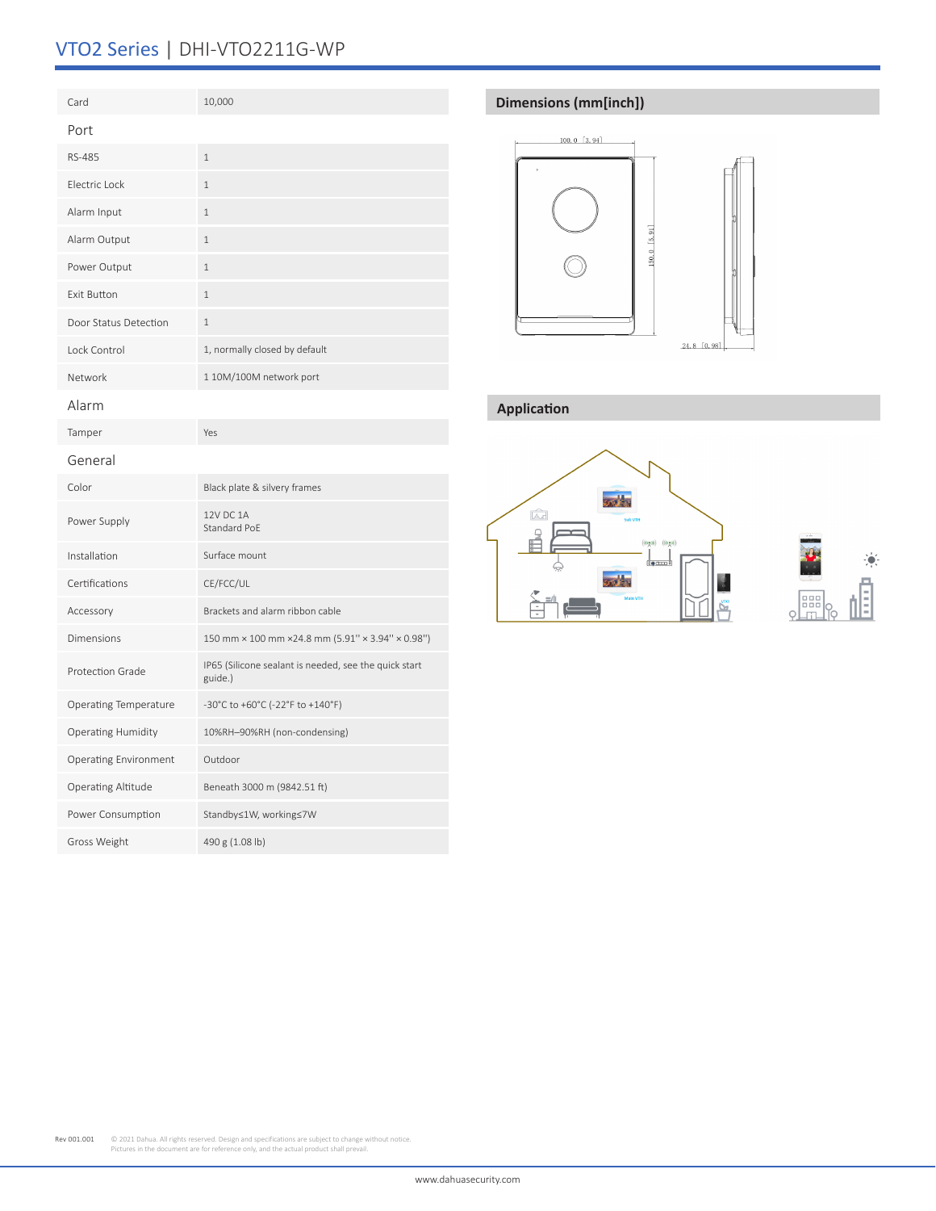| | |
|---|---|
| Card | 10,000 |

## Port

| | |
|---|---|
| RS-485 | 1 |
| Electric Lock | 1 |
| Alarm Input | 1 |
| Alarm Output | 1 |
| Power Output | 1 |
| Exit Button | 1 |
| Door Status Detection | 1 |
| Lock Control | 1, normally closed by default |
| Network | 1 10M/100M network port |

## Alarm

| | |
|---|---|
| Tamper | Yes |

## General

| | |
|---|---|
| Color | Black plate & silvery frames |
| Power Supply | 12V DC 1A<br>Standard PoE |
| Installation | Surface mount |
| Certifications | CE/FCC/UL |
| Accessory | Brackets and alarm ribbon cable |
| Dimensions | 150 mm × 100 mm ×24.8 mm (5.91'' × 3.94'' × 0.98'') |
| Protection Grade | IP65 (Silicone sealant is needed, see the quick start guide.) |
| Operating Temperature | -30°C to +60°C (-22°F to +140°F) |
| Operating Humidity | 10%RH–90%RH (non-condensing) |
| Operating Environment | Outdoor |
| Operating Altitude | Beneath 3000 m (9842.51 ft) |
| Power Consumption | Standby≤1W, working≤7W |
| Gross Weight | 490 g (1.08 lb) |

## Dimensions (mm[inch])

100.0 [3.94]

150.0 [5.91]

24.8 [0.98]

## Application

Sub VTH

Main VTH

VTO

Rev 001.001

© 2021 Dahua. All rights reserved. Design and specifications are subject to change without notice.
Pictures in the document are for reference only, and the actual product shall prevail.